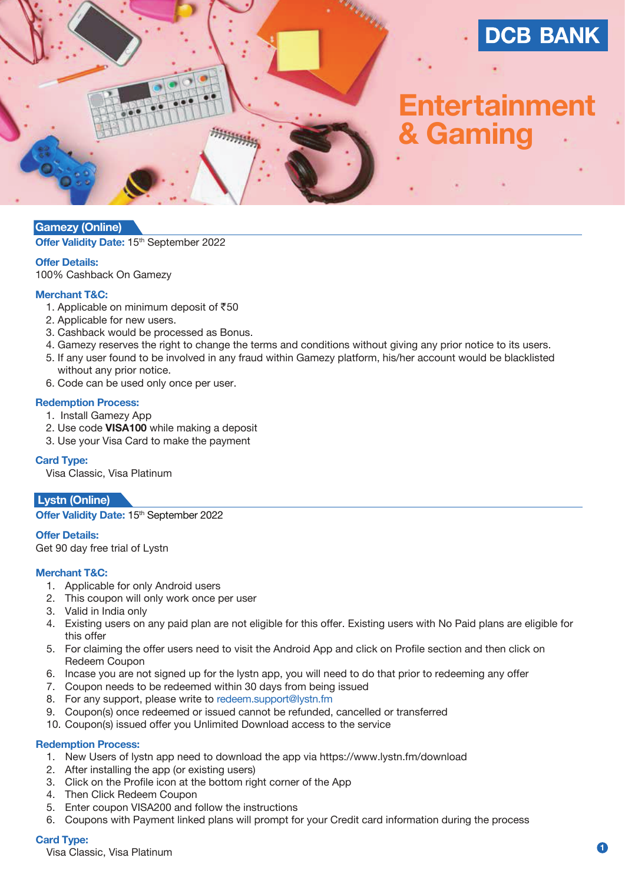# DCB BANK

# Entertainment & Gaming

## Gamezy (Online)

**Offer Validity Date:** 15th September 2022

**Offer Details:**

100% Cashback On Gamezy

**Merchant T&C:**

1. Applicable on minimum deposit of ₹50
2. Applicable for new users.
3. Cashback would be processed as Bonus.
4. Gamezy reserves the right to change the terms and conditions without giving any prior notice to its users.
5. If any user found to be involved in any fraud within Gamezy platform, his/her account would be blacklisted without any prior notice.
6. Code can be used only once per user.

**Redemption Process:**

1. Install Gamezy App
2. Use code **VISA100** while making a deposit
3. Use your Visa Card to make the payment

**Card Type:**

Visa Classic, Visa Platinum

## Lystn (Online)

**Offer Validity Date:** 15th September 2022

**Offer Details:**

Get 90 day free trial of Lystn

**Merchant T&C:**

1. Applicable for only Android users
2. This coupon will only work once per user
3. Valid in India only
4. Existing users on any paid plan are not eligible for this offer. Existing users with No Paid plans are eligible for this offer
5. For claiming the offer users need to visit the Android App and click on Profile section and then click on Redeem Coupon
6. Incase you are not signed up for the lystn app, you will need to do that prior to redeeming any offer
7. Coupon needs to be redeemed within 30 days from being issued
8. For any support, please write to redeem.support@lystn.fm
9. Coupon(s) once redeemed or issued cannot be refunded, cancelled or transferred
10. Coupon(s) issued offer you Unlimited Download access to the service

**Redemption Process:**

1. New Users of lystn app need to download the app via https://www.lystn.fm/download
2. After installing the app (or existing users)
3. Click on the Profile icon at the bottom right corner of the App
4. Then Click Redeem Coupon
5. Enter coupon VISA200 and follow the instructions
6. Coupons with Payment linked plans will prompt for your Credit card information during the process

**Card Type:**

Visa Classic, Visa Platinum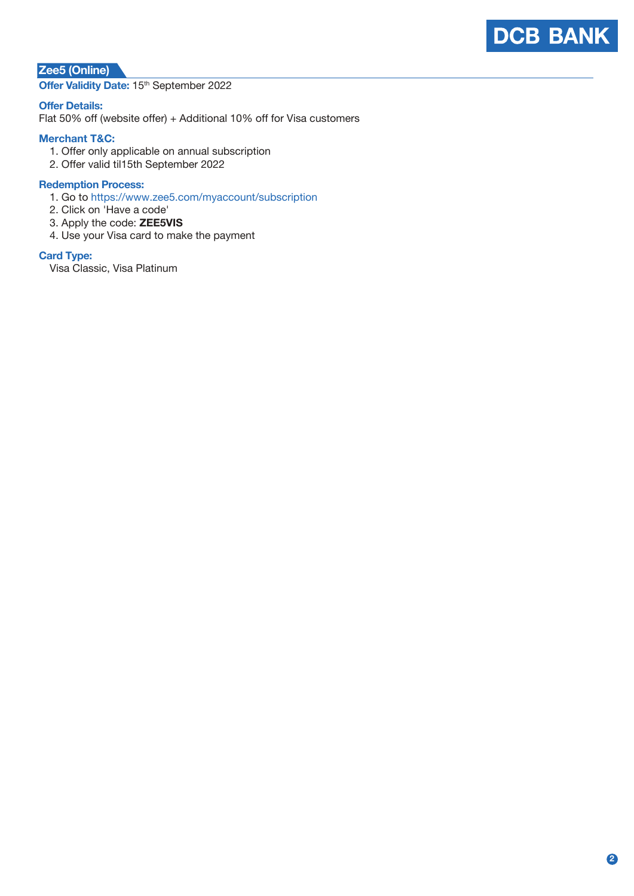## Zee5 (Online)

**Offer Validity Date:** 15th September 2022

**Offer Details:**
Flat 50% off (website offer) + Additional 10% off for Visa customers

**Merchant T&C:**
1. Offer only applicable on annual subscription
2. Offer valid til15th September 2022

**Redemption Process:**
1. Go to https://www.zee5.com/myaccount/subscription
2. Click on 'Have a code'
3. Apply the code: **ZEE5VIS**
4. Use your Visa card to make the payment

**Card Type:**
Visa Classic, Visa Platinum